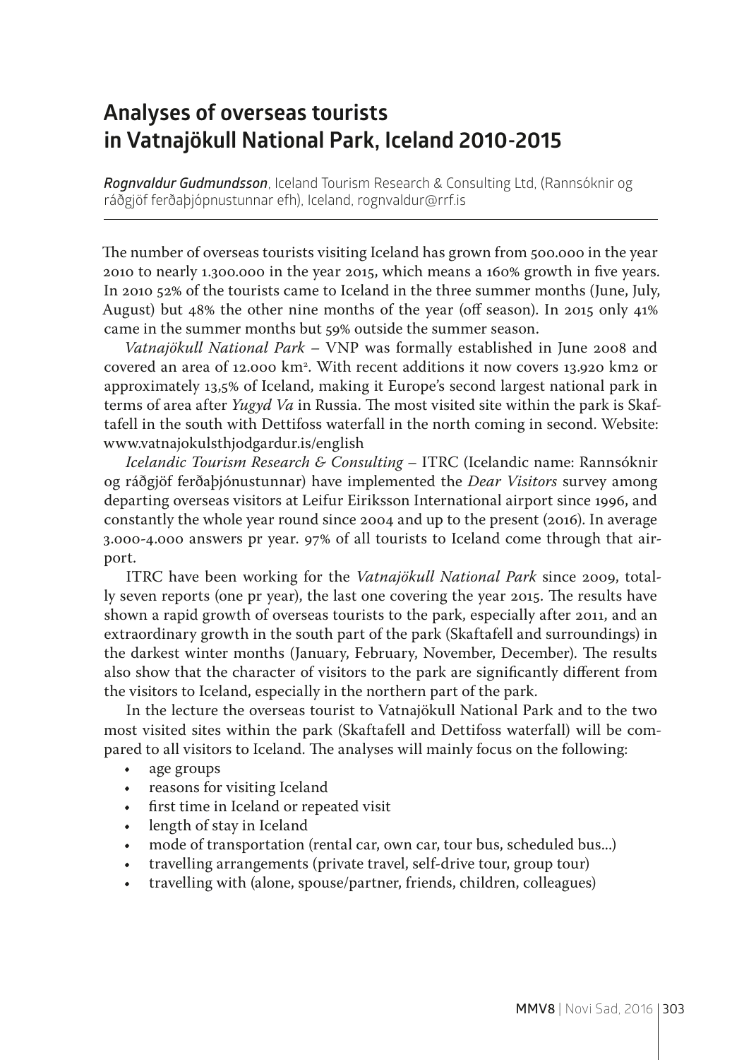# Analyses of overseas tourists in Vatnajökull National Park, Iceland 2010-2015

***Rognvaldur Gudmundsson***, Iceland Tourism Research & Consulting Ltd, (Rannsóknir og ráðgjöf ferðaþjópnustunnar efh), Iceland, rognvaldur@rrf.is

The number of overseas tourists visiting Iceland has grown from 500.000 in the year 2010 to nearly 1.300.000 in the year 2015, which means a 160% growth in five years. In 2010 52% of the tourists came to Iceland in the three summer months (June, July, August) but 48% the other nine months of the year (off season). In 2015 only 41% came in the summer months but 59% outside the summer season.

*Vatnajökull National Park* – VNP was formally established in June 2008 and covered an area of 12.000 km². With recent additions it now covers 13.920 km2 or approximately 13,5% of Iceland, making it Europe's second largest national park in terms of area after *Yugyd Va* in Russia. The most visited site within the park is Skaftafell in the south with Dettifoss waterfall in the north coming in second. Website: www.vatnajokulsthjodgardur.is/english

*Icelandic Tourism Research & Consulting* – ITRC (Icelandic name: Rannsóknir og ráðgjöf ferðaþjónustunnar) have implemented the *Dear Visitors* survey among departing overseas visitors at Leifur Eiriksson International airport since 1996, and constantly the whole year round since 2004 and up to the present (2016). In average 3.000-4.000 answers pr year. 97% of all tourists to Iceland come through that airport.

ITRC have been working for the *Vatnajökull National Park* since 2009, totally seven reports (one pr year), the last one covering the year 2015. The results have shown a rapid growth of overseas tourists to the park, especially after 2011, and an extraordinary growth in the south part of the park (Skaftafell and surroundings) in the darkest winter months (January, February, November, December). The results also show that the character of visitors to the park are significantly different from the visitors to Iceland, especially in the northern part of the park.

In the lecture the overseas tourist to Vatnajökull National Park and to the two most visited sites within the park (Skaftafell and Dettifoss waterfall) will be compared to all visitors to Iceland. The analyses will mainly focus on the following:

- age groups
- reasons for visiting Iceland
- first time in Iceland or repeated visit
- length of stay in Iceland
- mode of transportation (rental car, own car, tour bus, scheduled bus...)
- travelling arrangements (private travel, self-drive tour, group tour)
- travelling with (alone, spouse/partner, friends, children, colleagues)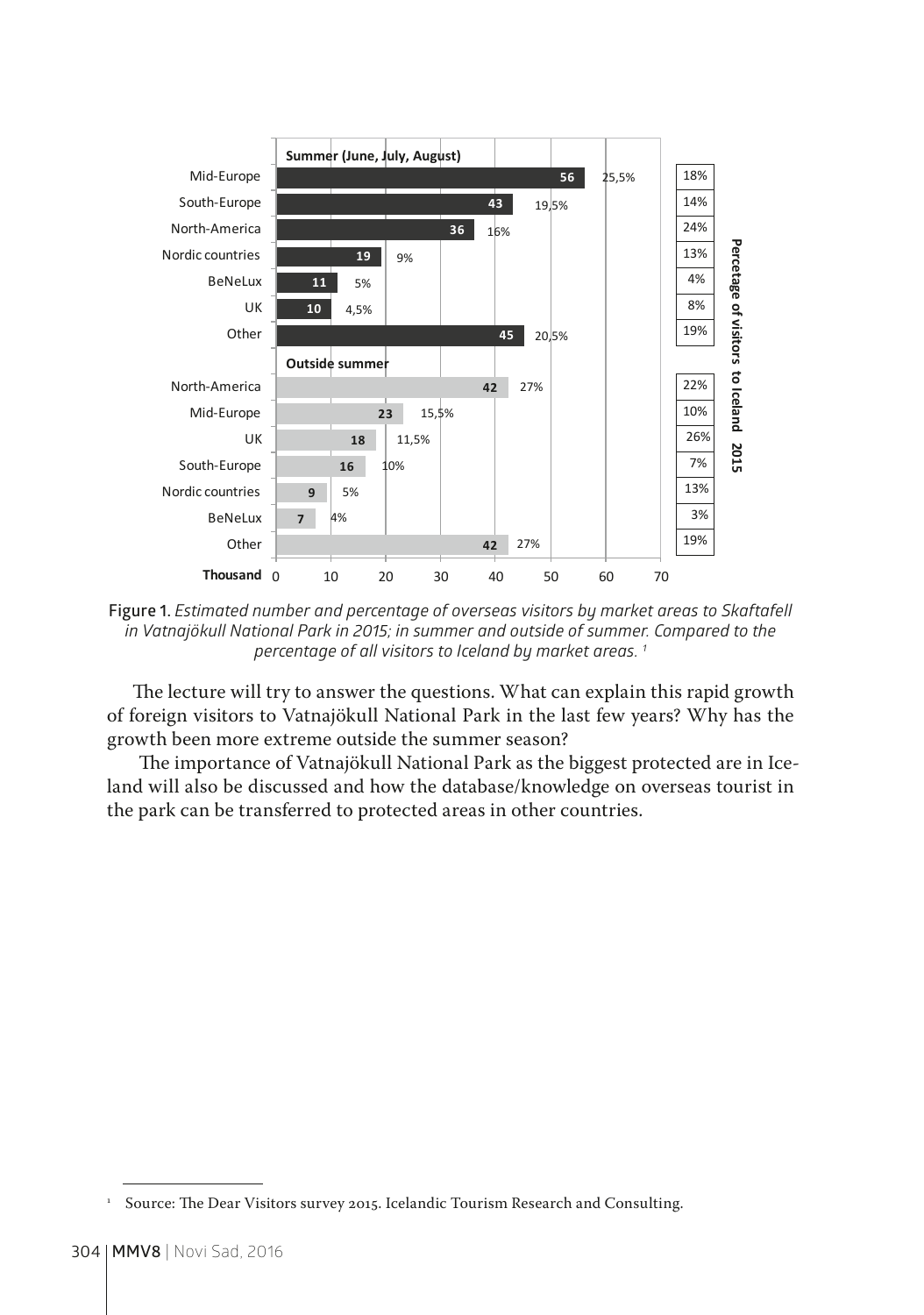Summer (June, July, August)

Mid-Europe 56 25,5% 18%

South-Europe 43 19,5% 14%

North-America 36 16% 24%

Nordic countries 19 9% 13%

BeNeLux 11 5% 4%

UK 10 4,5% 8%

Other 45 20,5% 19%

Outside summer

North-America 42 27% 22%

Mid-Europe 23 15,5% 10%

UK 18 11,5% 26%

South-Europe 16 10% 7%

Nordic countries 9 5% 13%

BeNeLux 7 4% 3%

Other 42 27% 19%

Thousand 0 10 20 30 40 50 60 70

Percetage of visitors to Iceland 2015

Figure 1. *Estimated number and percentage of overseas visitors by market areas to Skaftafell in Vatnajökull National Park in 2015; in summer and outside of summer. Compared to the percentage of all visitors to Iceland by market areas.* [1]

The lecture will try to answer the questions. What can explain this rapid growth of foreign visitors to Vatnajökull National Park in the last few years? Why has the growth been more extreme outside the summer season?

The importance of Vatnajökull National Park as the biggest protected are in Iceland will also be discussed and how the database/knowledge on overseas tourist in the park can be transferred to protected areas in other countries.

[1] Source: The Dear Visitors survey 2015. Icelandic Tourism Research and Consulting.